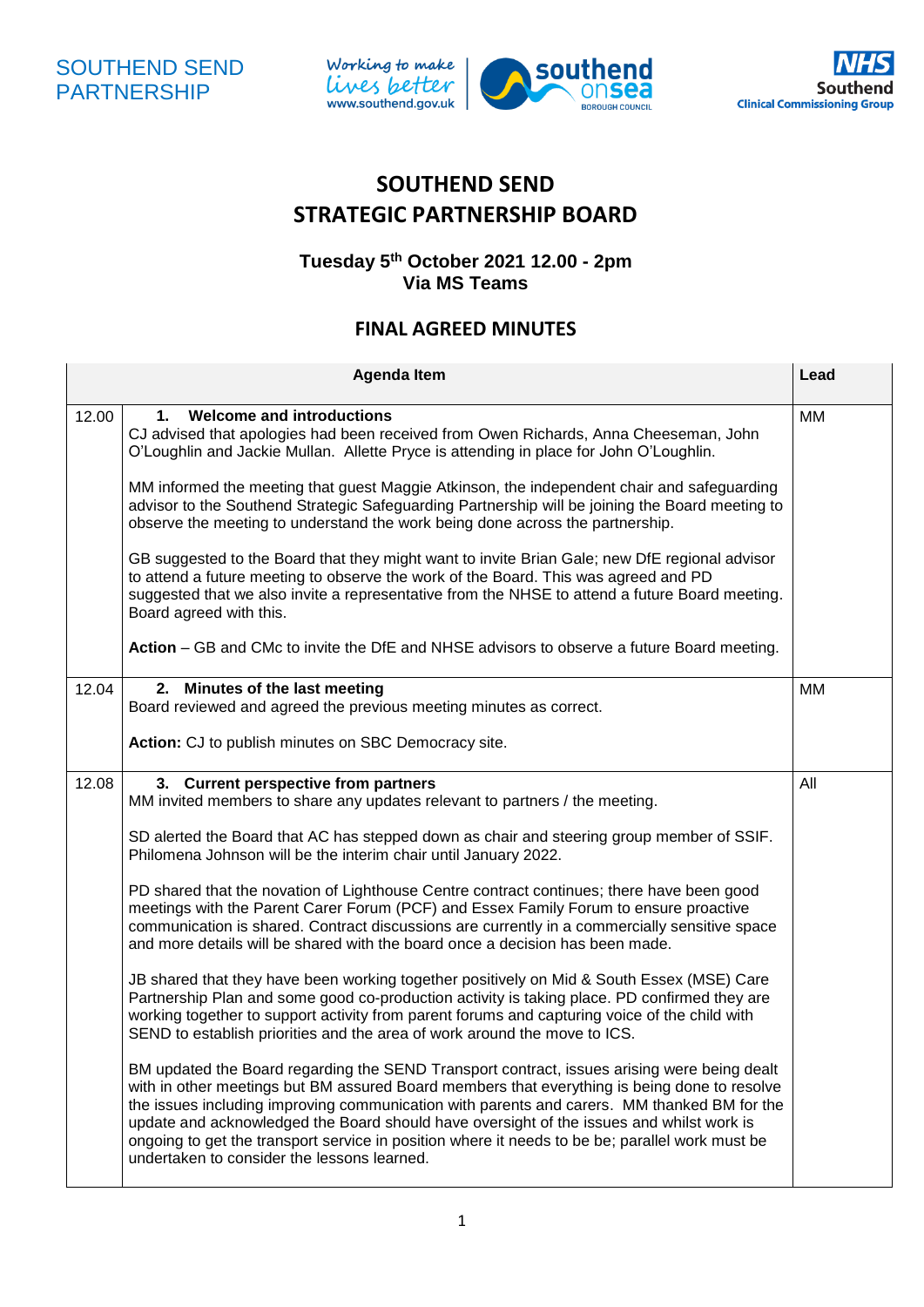SOUTHEND SEND PARTNERSHIP

# SOUTHEND SEND STRATEGIC PARTNERSHIP BOARD

**Tuesday 5th October 2021 12.00 - 2pm**
**Via MS Teams**

## FINAL AGREED MINUTES

| | Agenda Item | Lead |
|---|---|---|
| 12.00 | **1. Welcome and introductions**<br>CJ advised that apologies had been received from Owen Richards, Anna Cheeseman, John O'Loughlin and Jackie Mullan. Allette Pryce is attending in place for John O'Loughlin.<br><br>MM informed the meeting that guest Maggie Atkinson, the independent chair and safeguarding advisor to the Southend Strategic Safeguarding Partnership will be joining the Board meeting to observe the meeting to understand the work being done across the partnership.<br><br>GB suggested to the Board that they might want to invite Brian Gale; new DfE regional advisor to attend a future meeting to observe the work of the Board. This was agreed and PD suggested that we also invite a representative from the NHSE to attend a future Board meeting. Board agreed with this.<br><br>**Action** – GB and CMc to invite the DfE and NHSE advisors to observe a future Board meeting. | MM |
| 12.04 | **2. Minutes of the last meeting**<br>Board reviewed and agreed the previous meeting minutes as correct.<br><br>**Action:** CJ to publish minutes on SBC Democracy site. | MM |
| 12.08 | **3. Current perspective from partners**<br>MM invited members to share any updates relevant to partners / the meeting.<br><br>SD alerted the Board that AC has stepped down as chair and steering group member of SSIF. Philomena Johnson will be the interim chair until January 2022.<br><br>PD shared that the novation of Lighthouse Centre contract continues; there have been good meetings with the Parent Carer Forum (PCF) and Essex Family Forum to ensure proactive communication is shared. Contract discussions are currently in a commercially sensitive space and more details will be shared with the board once a decision has been made.<br><br>JB shared that they have been working together positively on Mid & South Essex (MSE) Care Partnership Plan and some good co-production activity is taking place. PD confirmed they are working together to support activity from parent forums and capturing voice of the child with SEND to establish priorities and the area of work around the move to ICS.<br><br>BM updated the Board regarding the SEND Transport contract, issues arising were being dealt with in other meetings but BM assured Board members that everything is being done to resolve the issues including improving communication with parents and carers. MM thanked BM for the update and acknowledged the Board should have oversight of the issues and whilst work is ongoing to get the transport service in position where it needs to be be; parallel work must be undertaken to consider the lessons learned. | All |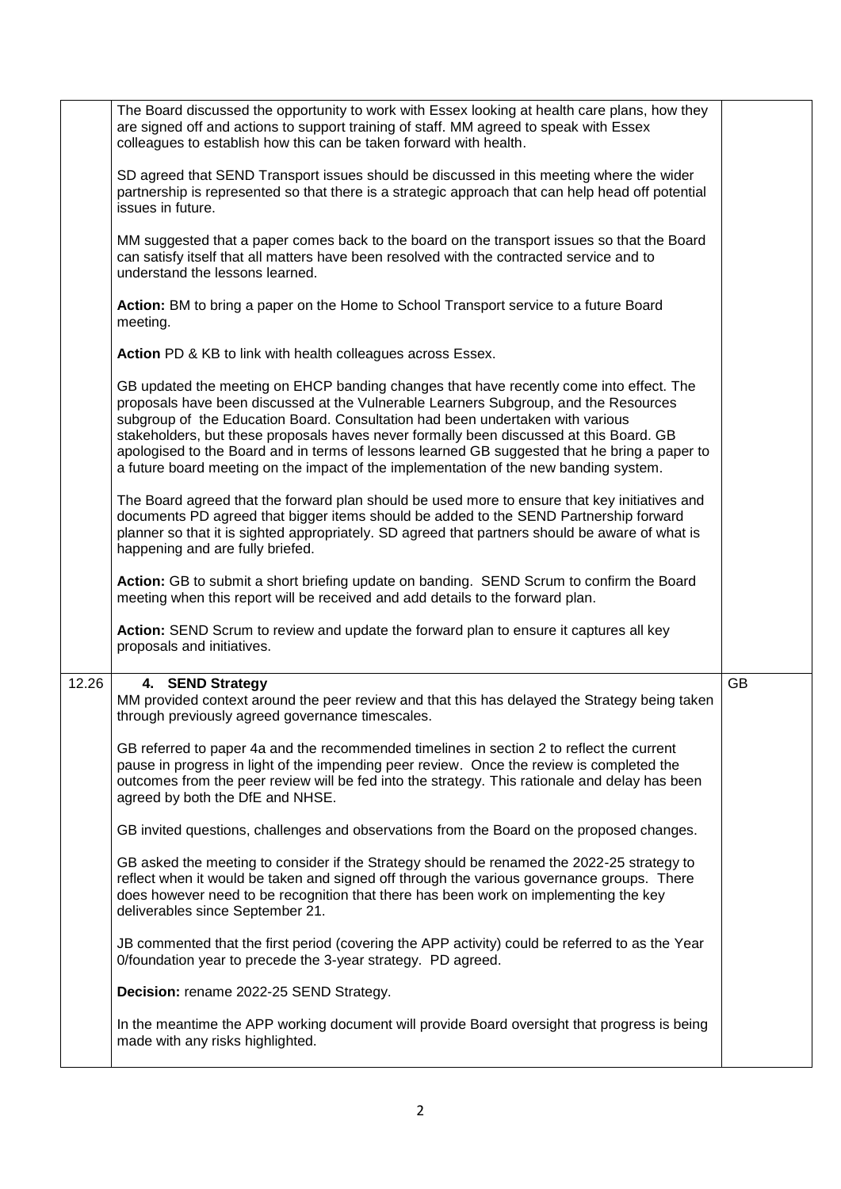| | | |
|---|---|---|
| | The Board discussed the opportunity to work with Essex looking at health care plans, how they are signed off and actions to support training of staff. MM agreed to speak with Essex colleagues to establish how this can be taken forward with health.<br><br>SD agreed that SEND Transport issues should be discussed in this meeting where the wider partnership is represented so that there is a strategic approach that can help head off potential issues in future.<br><br>MM suggested that a paper comes back to the board on the transport issues so that the Board can satisfy itself that all matters have been resolved with the contracted service and to understand the lessons learned.<br><br>**Action:** BM to bring a paper on the Home to School Transport service to a future Board meeting.<br><br>**Action** PD & KB to link with health colleagues across Essex.<br><br>GB updated the meeting on EHCP banding changes that have recently come into effect. The proposals have been discussed at the Vulnerable Learners Subgroup, and the Resources subgroup of the Education Board. Consultation had been undertaken with various stakeholders, but these proposals haves never formally been discussed at this Board. GB apologised to the Board and in terms of lessons learned GB suggested that he bring a paper to a future board meeting on the impact of the implementation of the new banding system.<br><br>The Board agreed that the forward plan should be used more to ensure that key initiatives and documents PD agreed that bigger items should be added to the SEND Partnership forward planner so that it is sighted appropriately. SD agreed that partners should be aware of what is happening and are fully briefed.<br><br>**Action:** GB to submit a short briefing update on banding. SEND Scrum to confirm the Board meeting when this report will be received and add details to the forward plan.<br><br>**Action:** SEND Scrum to review and update the forward plan to ensure it captures all key proposals and initiatives. | |
| 12.26 | **4. SEND Strategy**<br>MM provided context around the peer review and that this has delayed the Strategy being taken through previously agreed governance timescales.<br><br>GB referred to paper 4a and the recommended timelines in section 2 to reflect the current pause in progress in light of the impending peer review. Once the review is completed the outcomes from the peer review will be fed into the strategy. This rationale and delay has been agreed by both the DfE and NHSE.<br><br>GB invited questions, challenges and observations from the Board on the proposed changes.<br><br>GB asked the meeting to consider if the Strategy should be renamed the 2022-25 strategy to reflect when it would be taken and signed off through the various governance groups. There does however need to be recognition that there has been work on implementing the key deliverables since September 21.<br><br>JB commented that the first period (covering the APP activity) could be referred to as the Year 0/foundation year to precede the 3-year strategy. PD agreed.<br><br>**Decision:** rename 2022-25 SEND Strategy.<br><br>In the meantime the APP working document will provide Board oversight that progress is being made with any risks highlighted. | GB |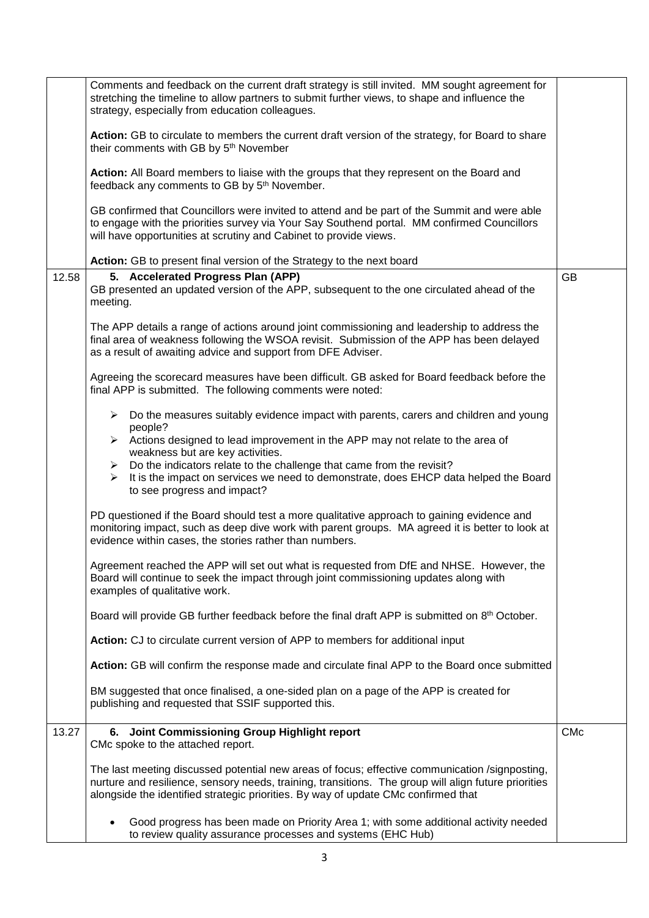| | | |
|---|---|---|
| | Comments and feedback on the current draft strategy is still invited. MM sought agreement for stretching the timeline to allow partners to submit further views, to shape and influence the strategy, especially from education colleagues.<br><br>**Action:** GB to circulate to members the current draft version of the strategy, for Board to share their comments with GB by 5th November<br><br>**Action:** All Board members to liaise with the groups that they represent on the Board and feedback any comments to GB by 5th November.<br><br>GB confirmed that Councillors were invited to attend and be part of the Summit and were able to engage with the priorities survey via Your Say Southend portal. MM confirmed Councillors will have opportunities at scrutiny and Cabinet to provide views.<br><br>**Action:** GB to present final version of the Strategy to the next board | |
| 12.58 | **5. Accelerated Progress Plan (APP)**<br>GB presented an updated version of the APP, subsequent to the one circulated ahead of the meeting.<br><br>The APP details a range of actions around joint commissioning and leadership to address the final area of weakness following the WSOA revisit. Submission of the APP has been delayed as a result of awaiting advice and support from DFE Adviser.<br><br>Agreeing the scorecard measures have been difficult. GB asked for Board feedback before the final APP is submitted. The following comments were noted:<br><br>➢ Do the measures suitably evidence impact with parents, carers and children and young people?<br>➢ Actions designed to lead improvement in the APP may not relate to the area of weakness but are key activities.<br>➢ Do the indicators relate to the challenge that came from the revisit?<br>➢ It is the impact on services we need to demonstrate, does EHCP data helped the Board to see progress and impact?<br><br>PD questioned if the Board should test a more qualitative approach to gaining evidence and monitoring impact, such as deep dive work with parent groups. MA agreed it is better to look at evidence within cases, the stories rather than numbers.<br><br>Agreement reached the APP will set out what is requested from DfE and NHSE. However, the Board will continue to seek the impact through joint commissioning updates along with examples of qualitative work.<br><br>Board will provide GB further feedback before the final draft APP is submitted on 8th October.<br><br>**Action:** CJ to circulate current version of APP to members for additional input<br><br>**Action:** GB will confirm the response made and circulate final APP to the Board once submitted<br><br>BM suggested that once finalised, a one-sided plan on a page of the APP is created for publishing and requested that SSIF supported this. | GB |
| 13.27 | **6. Joint Commissioning Group Highlight report**<br>CMc spoke to the attached report.<br><br>The last meeting discussed potential new areas of focus; effective communication /signposting, nurture and resilience, sensory needs, training, transitions. The group will align future priorities alongside the identified strategic priorities. By way of update CMc confirmed that<br><br>• Good progress has been made on Priority Area 1; with some additional activity needed to review quality assurance processes and systems (EHC Hub) | CMc |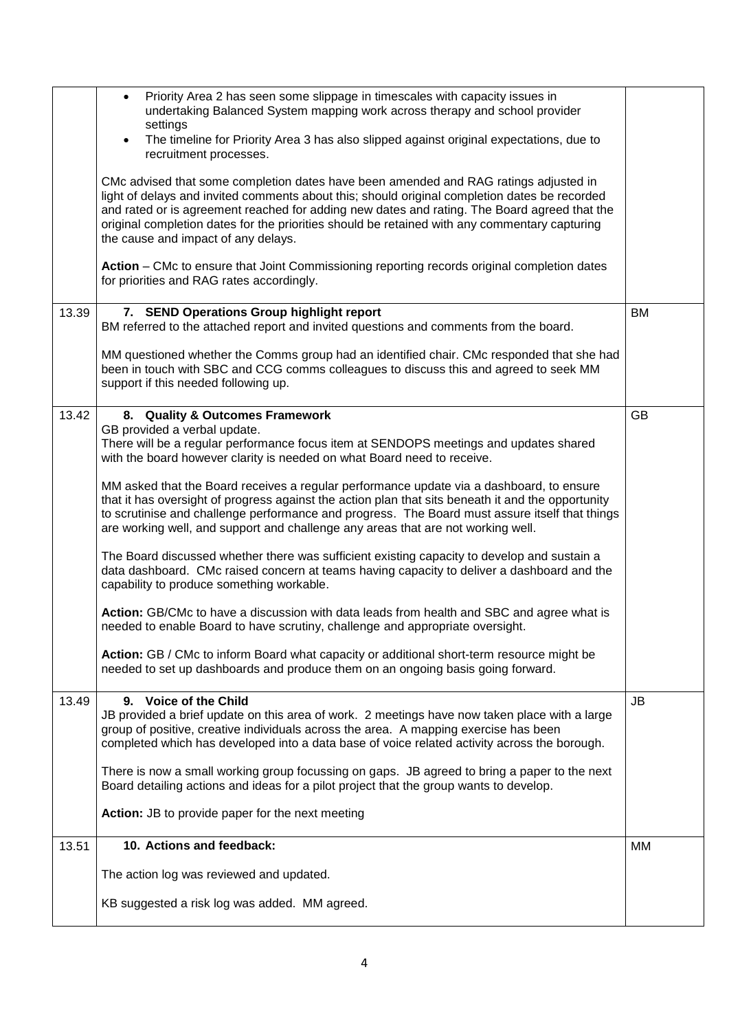| | | |
|---|---|---|
| | • Priority Area 2 has seen some slippage in timescales with capacity issues in undertaking Balanced System mapping work across therapy and school provider settings<br>• The timeline for Priority Area 3 has also slipped against original expectations, due to recruitment processes.<br><br>CMc advised that some completion dates have been amended and RAG ratings adjusted in light of delays and invited comments about this; should original completion dates be recorded and rated or is agreement reached for adding new dates and rating. The Board agreed that the original completion dates for the priorities should be retained with any commentary capturing the cause and impact of any delays.<br><br>**Action** – CMc to ensure that Joint Commissioning reporting records original completion dates for priorities and RAG rates accordingly. | |
| 13.39 | **7. SEND Operations Group highlight report**<br>BM referred to the attached report and invited questions and comments from the board.<br><br>MM questioned whether the Comms group had an identified chair. CMc responded that she had been in touch with SBC and CCG comms colleagues to discuss this and agreed to seek MM support if this needed following up. | BM |
| 13.42 | **8. Quality & Outcomes Framework**<br>GB provided a verbal update.<br>There will be a regular performance focus item at SENDOPS meetings and updates shared with the board however clarity is needed on what Board need to receive.<br><br>MM asked that the Board receives a regular performance update via a dashboard, to ensure that it has oversight of progress against the action plan that sits beneath it and the opportunity to scrutinise and challenge performance and progress. The Board must assure itself that things are working well, and support and challenge any areas that are not working well.<br><br>The Board discussed whether there was sufficient existing capacity to develop and sustain a data dashboard. CMc raised concern at teams having capacity to deliver a dashboard and the capability to produce something workable.<br><br>**Action:** GB/CMc to have a discussion with data leads from health and SBC and agree what is needed to enable Board to have scrutiny, challenge and appropriate oversight.<br><br>**Action:** GB / CMc to inform Board what capacity or additional short-term resource might be needed to set up dashboards and produce them on an ongoing basis going forward. | GB |
| 13.49 | **9. Voice of the Child**<br>JB provided a brief update on this area of work. 2 meetings have now taken place with a large group of positive, creative individuals across the area. A mapping exercise has been completed which has developed into a data base of voice related activity across the borough.<br><br>There is now a small working group focussing on gaps. JB agreed to bring a paper to the next Board detailing actions and ideas for a pilot project that the group wants to develop.<br><br>**Action:** JB to provide paper for the next meeting | JB |
| 13.51 | **10. Actions and feedback:**<br><br>The action log was reviewed and updated.<br><br>KB suggested a risk log was added. MM agreed. | MM |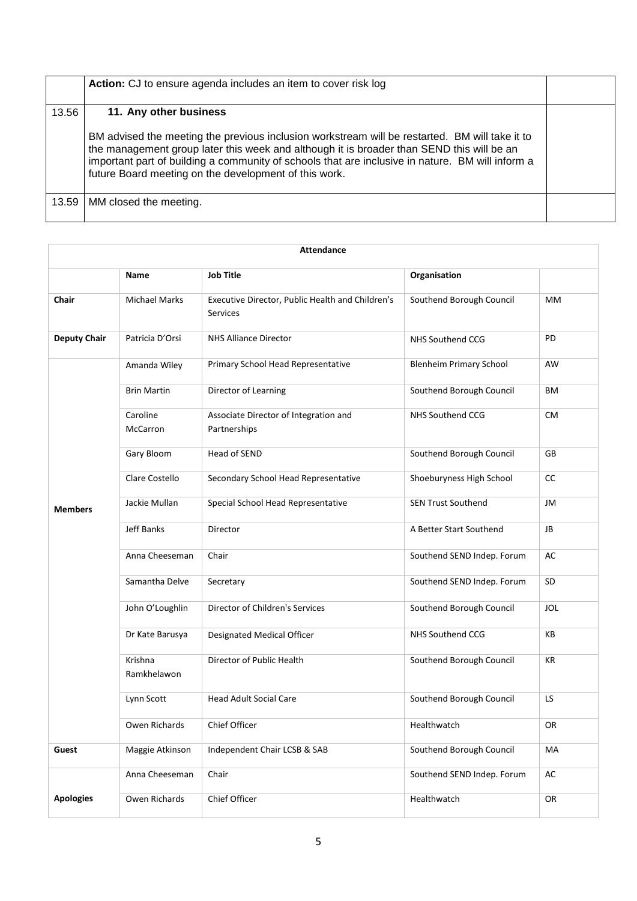| | | |
|---|---|---|
| | **Action:** CJ to ensure agenda includes an item to cover risk log | |
| 13.56 | **11. Any other business**<br><br>BM advised the meeting the previous inclusion workstream will be restarted. BM will take it to the management group later this week and although it is broader than SEND this will be an important part of building a community of schools that are inclusive in nature. BM will inform a future Board meeting on the development of this work. | |
| 13.59 | MM closed the meeting. | |

**Attendance**

| | Name | Job Title | Organisation | |
|---|---|---|---|---|
| **Chair** | Michael Marks | Executive Director, Public Health and Children's Services | Southend Borough Council | MM |
| **Deputy Chair** | Patricia D'Orsi | NHS Alliance Director | NHS Southend CCG | PD |
| **Members** | Amanda Wiley | Primary School Head Representative | Blenheim Primary School | AW |
| | Brin Martin | Director of Learning | Southend Borough Council | BM |
| | Caroline McCarron | Associate Director of Integration and Partnerships | NHS Southend CCG | CM |
| | Gary Bloom | Head of SEND | Southend Borough Council | GB |
| | Clare Costello | Secondary School Head Representative | Shoeburyness High School | CC |
| | Jackie Mullan | Special School Head Representative | SEN Trust Southend | JM |
| | Jeff Banks | Director | A Better Start Southend | JB |
| | Anna Cheeseman | Chair | Southend SEND Indep. Forum | AC |
| | Samantha Delve | Secretary | Southend SEND Indep. Forum | SD |
| | John O'Loughlin | Director of Children's Services | Southend Borough Council | JOL |
| | Dr Kate Barusya | Designated Medical Officer | NHS Southend CCG | KB |
| | Krishna Ramkhelawon | Director of Public Health | Southend Borough Council | KR |
| | Lynn Scott | Head Adult Social Care | Southend Borough Council | LS |
| | Owen Richards | Chief Officer | Healthwatch | OR |
| **Guest** | Maggie Atkinson | Independent Chair LCSB & SAB | Southend Borough Council | MA |
| **Apologies** | Anna Cheeseman | Chair | Southend SEND Indep. Forum | AC |
| | Owen Richards | Chief Officer | Healthwatch | OR |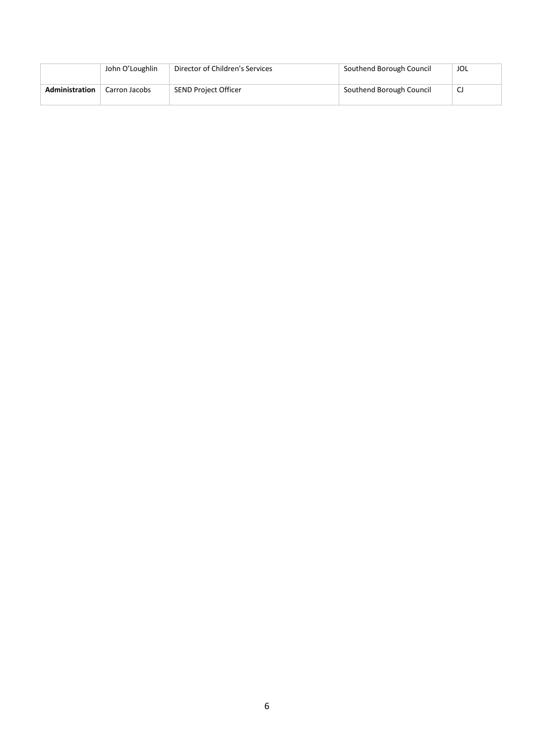| | | | | |
|---|---|---|---|---|
| | John O'Loughlin | Director of Children's Services | Southend Borough Council | JOL |
| **Administration** | Carron Jacobs | SEND Project Officer | Southend Borough Council | CJ |